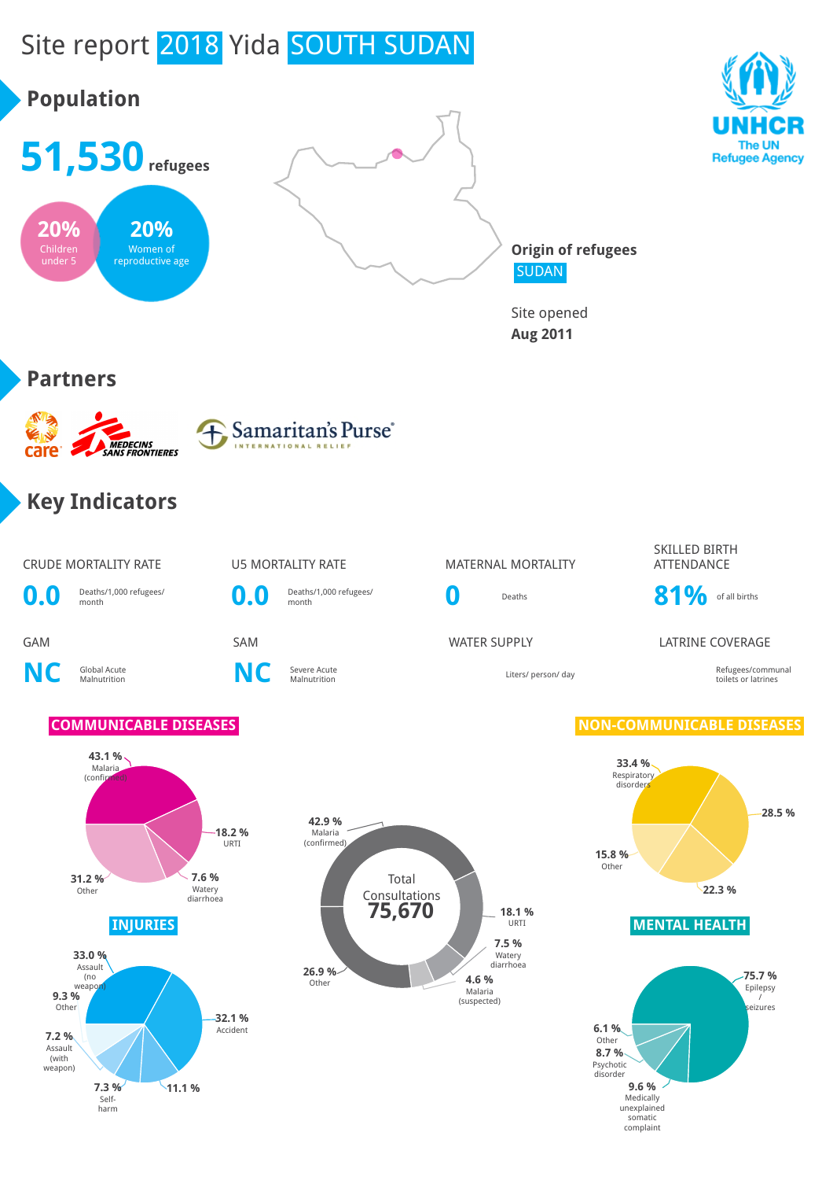# Site report 2018 Yida SOUTH SUDAN

## Population

**51,530** refugees

- **20%** Children under 5
- **20%** Women of reproductive age

**Origin of refugees**
SUDAN

Site opened
**Aug 2011**

## Partners

care · MEDECINS SANS FRONTIERES · Samaritan's Purse INTERNATIONAL RELIEF

## Key Indicators

| Indicator | Value | Unit |
|---|---|---|
| CRUDE MORTALITY RATE | 0.0 | Deaths/1,000 refugees/ month |
| U5 MORTALITY RATE | 0.0 | Deaths/1,000 refugees/ month |
| MATERNAL MORTALITY | 0 | Deaths |
| SKILLED BIRTH ATTENDANCE | 81% | of all births |
| GAM | NC | Global Acute Malnutrition |
| SAM | NC | Severe Acute Malnutrition |
| WATER SUPPLY | | Liters/ person/ day |
| LATRINE COVERAGE | | Refugees/communal toilets or latrines |

### COMMUNICABLE DISEASES

- 43.1 % Malaria (confirmed)
- 18.2 % URTI
- 7.6 % Watery diarrhoea
- 31.2 % Other

### Total Consultations 75,670

- 42.9 % Malaria (confirmed)
- 18.1 % URTI
- 7.5 % Watery diarrhoea
- 4.6 % Malaria (suspected)
- 26.9 % Other

### NON-COMMUNICABLE DISEASES

- 33.4 % Respiratory disorders
- 28.5 %
- 22.3 %
- 15.8 % Other

### INJURIES

- 33.0 % Assault (no weapon)
- 32.1 % Accident
- 11.1 %
- 7.3 % Self-harm
- 7.2 % Assault (with weapon)
- 9.3 % Other

### MENTAL HEALTH

- 75.7 % Epilepsy / seizures
- 9.6 % Medically unexplained somatic complaint
- 8.7 % Psychotic disorder
- 6.1 % Other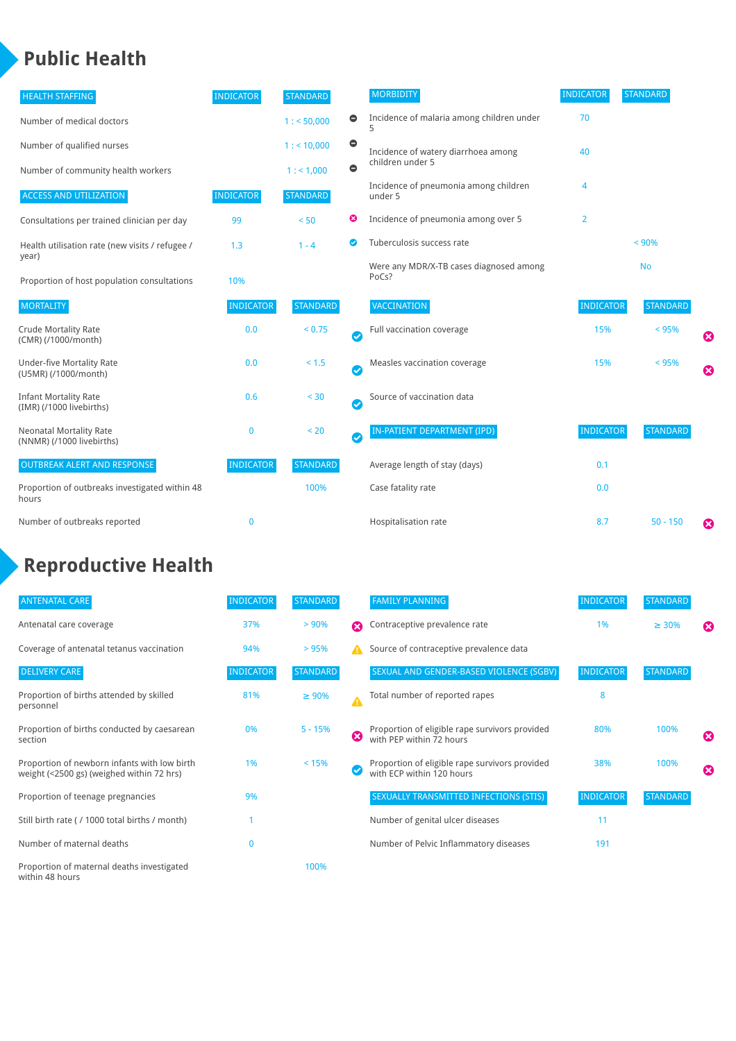# Public Health

| HEALTH STAFFING | INDICATOR | STANDARD |
|---|---|---|
| Number of medical doctors | | 1 : < 50,000 |
| Number of qualified nurses | | 1 : < 10,000 |
| Number of community health workers | | 1 : < 1,000 |

| ACCESS AND UTILIZATION | INDICATOR | STANDARD |
|---|---|---|
| Consultations per trained clinician per day | 99 | < 50 |
| Health utilisation rate (new visits / refugee / year) | 1.3 | 1 - 4 |
| Proportion of host population consultations | 10% | |

| MORTALITY | INDICATOR | STANDARD |
|---|---|---|
| Crude Mortality Rate (CMR) (/1000/month) | 0.0 | < 0.75 |
| Under-five Mortality Rate (U5MR) (/1000/month) | 0.0 | < 1.5 |
| Infant Mortality Rate (IMR) (/1000 livebirths) | 0.6 | < 30 |
| Neonatal Mortality Rate (NNMR) (/1000 livebirths) | 0 | < 20 |

| OUTBREAK ALERT AND RESPONSE | INDICATOR | STANDARD |
|---|---|---|
| Proportion of outbreaks investigated within 48 hours | | 100% |
| Number of outbreaks reported | 0 | |

| MORBIDITY | INDICATOR | STANDARD |
|---|---|---|
| Incidence of malaria among children under 5 | 70 | |
| Incidence of watery diarrhoea among children under 5 | 40 | |
| Incidence of pneumonia among children under 5 | 4 | |
| Incidence of pneumonia among over 5 | 2 | |
| Tuberculosis success rate | | < 90% |
| Were any MDR/X-TB cases diagnosed among PoCs? | | No |

| VACCINATION | INDICATOR | STANDARD |
|---|---|---|
| Full vaccination coverage | 15% | < 95% |
| Measles vaccination coverage | 15% | < 95% |
| Source of vaccination data | | |

| IN-PATIENT DEPARTMENT (IPD) | INDICATOR | STANDARD |
|---|---|---|
| Average length of stay (days) | 0.1 | |
| Case fatality rate | 0.0 | |
| Hospitalisation rate | 8.7 | 50 - 150 |

# Reproductive Health

| ANTENATAL CARE | INDICATOR | STANDARD |
|---|---|---|
| Antenatal care coverage | 37% | > 90% |
| Coverage of antenatal tetanus vaccination | 94% | > 95% |

| DELIVERY CARE | INDICATOR | STANDARD |
|---|---|---|
| Proportion of births attended by skilled personnel | 81% | ≥ 90% |
| Proportion of births conducted by caesarean section | 0% | 5 - 15% |
| Proportion of newborn infants with low birth weight (<2500 gs) (weighed within 72 hrs) | 1% | < 15% |
| Proportion of teenage pregnancies | 9% | |
| Still birth rate ( / 1000 total births / month) | 1 | |
| Number of maternal deaths | 0 | |
| Proportion of maternal deaths investigated within 48 hours | | 100% |

| FAMILY PLANNING | INDICATOR | STANDARD |
|---|---|---|
| Contraceptive prevalence rate | 1% | ≥ 30% |
| Source of contraceptive prevalence data | | |

| SEXUAL AND GENDER-BASED VIOLENCE (SGBV) | INDICATOR | STANDARD |
|---|---|---|
| Total number of reported rapes | 8 | |
| Proportion of eligible rape survivors provided with PEP within 72 hours | 80% | 100% |
| Proportion of eligible rape survivors provided with ECP within 120 hours | 38% | 100% |

| SEXUALLY TRANSMITTED INFECTIONS (STIS) | INDICATOR | STANDARD |
|---|---|---|
| Number of genital ulcer diseases | 11 | |
| Number of Pelvic Inflammatory diseases | 191 | |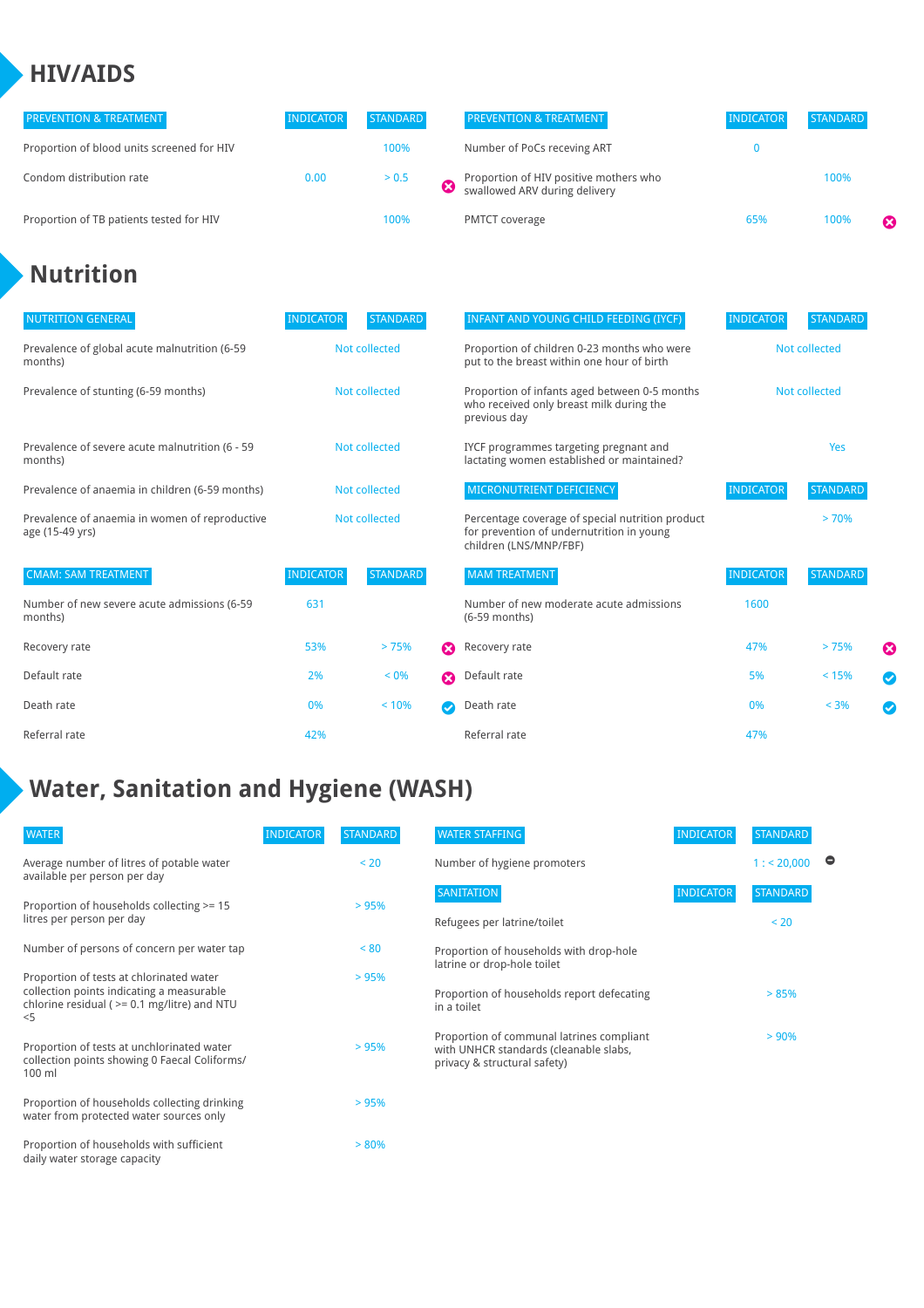# HIV/AIDS

| PREVENTION & TREATMENT | INDICATOR | STANDARD | |
|---|---|---|---|
| Proportion of blood units screened for HIV | | 100% | |
| Condom distribution rate | 0.00 | > 0.5 | ✖ |
| Proportion of TB patients tested for HIV | | 100% | |

| PREVENTION & TREATMENT | INDICATOR | STANDARD | |
|---|---|---|---|
| Number of PoCs receving ART | 0 | | |
| Proportion of HIV positive mothers who swallowed ARV during delivery | | 100% | |
| PMTCT coverage | 65% | 100% | ✖ |

# Nutrition

| NUTRITION GENERAL | INDICATOR | STANDARD |
|---|---|---|
| Prevalence of global acute malnutrition (6-59 months) | Not collected | |
| Prevalence of stunting (6-59 months) | Not collected | |
| Prevalence of severe acute malnutrition (6 - 59 months) | Not collected | |
| Prevalence of anaemia in children (6-59 months) | Not collected | |
| Prevalence of anaemia in women of reproductive age (15-49 yrs) | Not collected | |

| INFANT AND YOUNG CHILD FEEDING (IYCF) | INDICATOR | STANDARD |
|---|---|---|
| Proportion of children 0-23 months who were put to the breast within one hour of birth | Not collected | |
| Proportion of infants aged between 0-5 months who received only breast milk during the previous day | Not collected | |
| IYCF programmes targeting pregnant and lactating women established or maintained? | | Yes |

| MICRONUTRIENT DEFICIENCY | INDICATOR | STANDARD |
|---|---|---|
| Percentage coverage of special nutrition product for prevention of undernutrition in young children (LNS/MNP/FBF) | | > 70% |

| CMAM: SAM TREATMENT | INDICATOR | STANDARD | |
|---|---|---|---|
| Number of new severe acute admissions (6-59 months) | 631 | | |
| Recovery rate | 53% | > 75% | ✖ |
| Default rate | 2% | < 0% | ✖ |
| Death rate | 0% | < 10% | ✔ |
| Referral rate | 42% | | |

| MAM TREATMENT | INDICATOR | STANDARD | |
|---|---|---|---|
| Number of new moderate acute admissions (6-59 months) | 1600 | | |
| Recovery rate | 47% | > 75% | ✖ |
| Default rate | 5% | < 15% | ✔ |
| Death rate | 0% | < 3% | ✔ |
| Referral rate | 47% | | |

# Water, Sanitation and Hygiene (WASH)

| WATER | INDICATOR | STANDARD |
|---|---|---|
| Average number of litres of potable water available per person per day | | < 20 |
| Proportion of households collecting >= 15 litres per person per day | | > 95% |
| Number of persons of concern per water tap | | < 80 |
| Proportion of tests at chlorinated water collection points indicating a measurable chlorine residual ( >= 0.1 mg/litre) and NTU <5 | | > 95% |
| Proportion of tests at unchlorinated water collection points showing 0 Faecal Coliforms/ 100 ml | | > 95% |
| Proportion of households collecting drinking water from protected water sources only | | > 95% |
| Proportion of households with sufficient daily water storage capacity | | > 80% |

| WATER STAFFING | INDICATOR | STANDARD | |
|---|---|---|---|
| Number of hygiene promoters | | 1 : < 20,000 | ⊖ |

| SANITATION | INDICATOR | STANDARD |
|---|---|---|
| Refugees per latrine/toilet | | < 20 |
| Proportion of households with drop-hole latrine or drop-hole toilet | | |
| Proportion of households report defecating in a toilet | | > 85% |
| Proportion of communal latrines compliant with UNHCR standards (cleanable slabs, privacy & structural safety) | | > 90% |